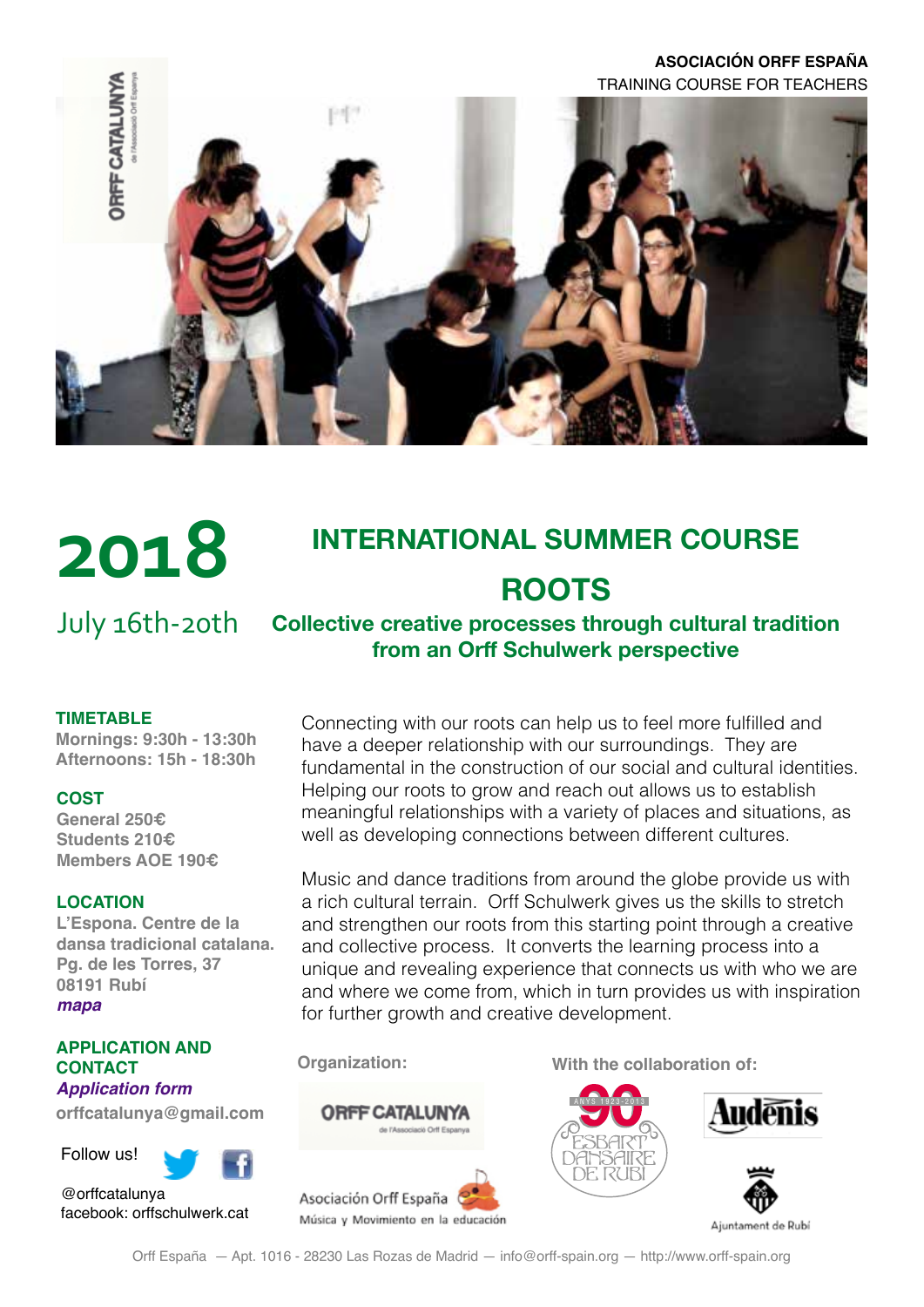**ASOCIACIÓN ORFF ESPAÑA**
TRAINING COURSE FOR TEACHERS

# 2018

July 16th-20th

## INTERNATIONAL SUMMER COURSE

## ROOTS

**Collective creative processes through cultural tradition from an Orff Schulwerk perspective**

### TIMETABLE

**Mornings: 9:30h - 13:30h**
**Afternoons: 15h - 18:30h**

### COST

**General 250€**
**Students 210€**
**Members AOE 190€**

### LOCATION

**L'Espona. Centre de la dansa tradicional catalana.**
**Pg. de les Torres, 37**
**08191 Rubí**
***mapa***

### APPLICATION AND CONTACT

***Application form***
**orffcatalunya@gmail.com**

Follow us!

@orffcatalunya
facebook: orffschulwerk.cat

Connecting with our roots can help us to feel more fulfilled and have a deeper relationship with our surroundings. They are fundamental in the construction of our social and cultural identities. Helping our roots to grow and reach out allows us to establish meaningful relationships with a variety of places and situations, as well as developing connections between different cultures.

Music and dance traditions from around the globe provide us with a rich cultural terrain. Orff Schulwerk gives us the skills to stretch and strengthen our roots from this starting point through a creative and collective process. It converts the learning process into a unique and revealing experience that connects us with who we are and where we come from, which in turn provides us with inspiration for further growth and creative development.

**Organization:**

ORFF CATALUNYA de l'Associació Orff Espanya

Asociación Orff España — Música y Movimiento en la educación

**With the collaboration of:**

90 ANYS 1923-2013 ESBART DANSAIRE DE RUBÍ

Audènis

Ajuntament de Rubí

Orff España — Apt. 1016 - 28230 Las Rozas de Madrid — info@orff-spain.org — http://www.orff-spain.org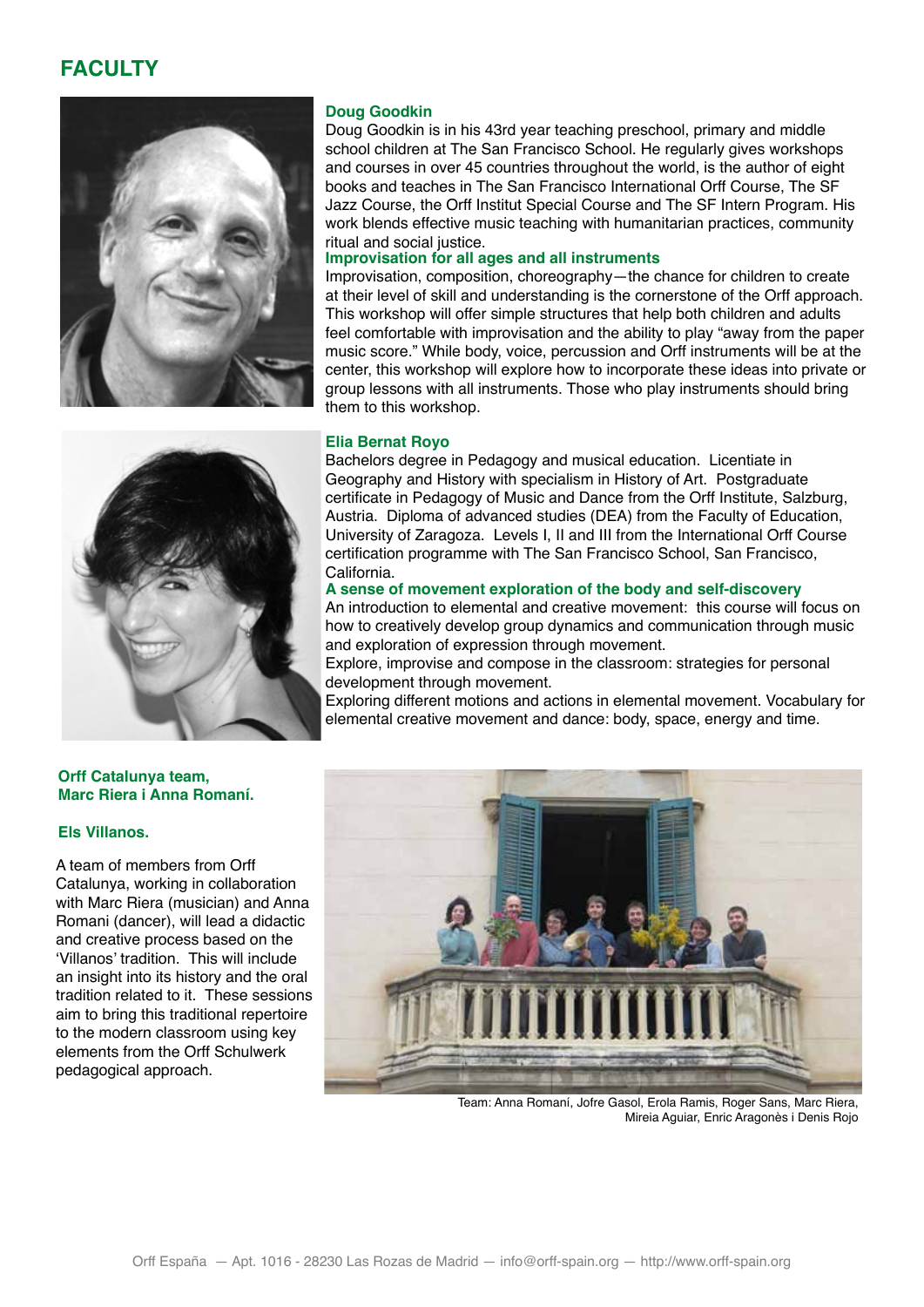# FACULTY

### Doug Goodkin

Doug Goodkin is in his 43rd year teaching preschool, primary and middle school children at The San Francisco School. He regularly gives workshops and courses in over 45 countries throughout the world, is the author of eight books and teaches in The San Francisco International Orff Course, The SF Jazz Course, the Orff Institut Special Course and The SF Intern Program. His work blends effective music teaching with humanitarian practices, community ritual and social justice.

**Improvisation for all ages and all instruments**

Improvisation, composition, choreography—the chance for children to create at their level of skill and understanding is the cornerstone of the Orff approach. This workshop will offer simple structures that help both children and adults feel comfortable with improvisation and the ability to play "away from the paper music score." While body, voice, percussion and Orff instruments will be at the center, this workshop will explore how to incorporate these ideas into private or group lessons with all instruments. Those who play instruments should bring them to this workshop.

### Elia Bernat Royo

Bachelors degree in Pedagogy and musical education. Licentiate in Geography and History with specialism in History of Art. Postgraduate certificate in Pedagogy of Music and Dance from the Orff Institute, Salzburg, Austria. Diploma of advanced studies (DEA) from the Faculty of Education, University of Zaragoza. Levels I, II and III from the International Orff Course certification programme with The San Francisco School, San Francisco, California.

**A sense of movement exploration of the body and self-discovery**

An introduction to elemental and creative movement: this course will focus on how to creatively develop group dynamics and communication through music and exploration of expression through movement.

Explore, improvise and compose in the classroom: strategies for personal development through movement.

Exploring different motions and actions in elemental movement. Vocabulary for elemental creative movement and dance: body, space, energy and time.

### Orff Catalunya team, Marc Riera i Anna Romaní.

**Els Villanos.**

A team of members from Orff Catalunya, working in collaboration with Marc Riera (musician) and Anna Romani (dancer), will lead a didactic and creative process based on the 'Villanos' tradition. This will include an insight into its history and the oral tradition related to it. These sessions aim to bring this traditional repertoire to the modern classroom using key elements from the Orff Schulwerk pedagogical approach.

Team: Anna Romaní, Jofre Gasol, Erola Ramis, Roger Sans, Marc Riera, Mireia Aguiar, Enric Aragonès i Denis Rojo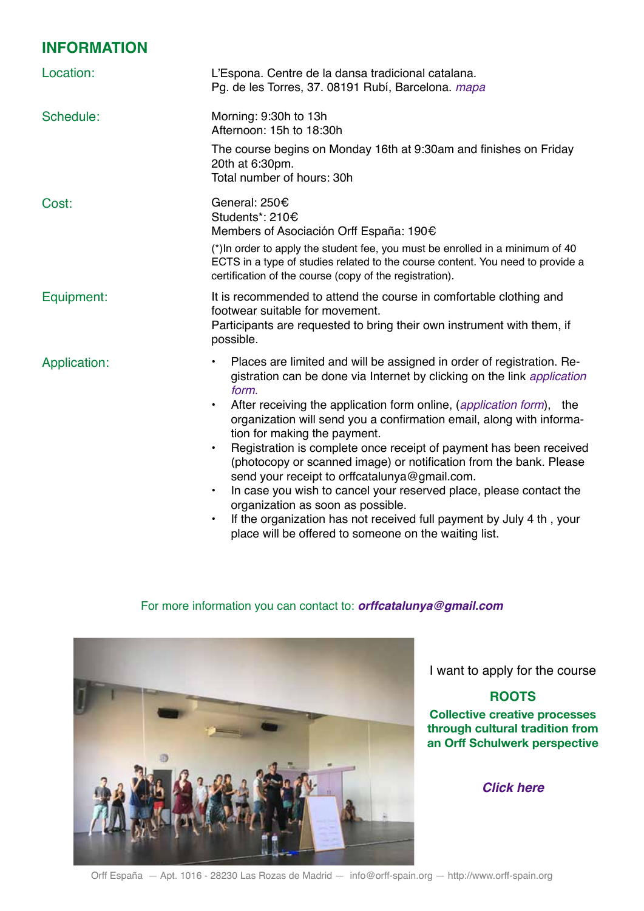## INFORMATION

| | |
|---|---|
| Location: | L'Espona. Centre de la dansa tradicional catalana.<br>Pg. de les Torres, 37. 08191 Rubí, Barcelona. *mapa* |
| Schedule: | Morning: 9:30h to 13h<br>Afternoon: 15h to 18:30h<br><br>The course begins on Monday 16th at 9:30am and finishes on Friday 20th at 6:30pm.<br>Total number of hours: 30h |
| Cost: | General: 250€<br>Students*: 210€<br>Members of Asociación Orff España: 190€<br><br>(*)In order to apply the student fee, you must be enrolled in a minimum of 40 ECTS in a type of studies related to the course content. You need to provide a certification of the course (copy of the registration). |
| Equipment: | It is recommended to attend the course in comfortable clothing and footwear suitable for movement.<br>Participants are requested to bring their own instrument with them, if possible. |
| Application: | • Places are limited and will be assigned in order of registration. Registration can be done via Internet by clicking on the link *application form.*<br>• After receiving the application form online, (*application form*), the organization will send you a confirmation email, along with information for making the payment.<br>• Registration is complete once receipt of payment has been received (photocopy or scanned image) or notification from the bank. Please send your receipt to orffcatalunya@gmail.com.<br>• In case you wish to cancel your reserved place, please contact the organization as soon as possible.<br>• If the organization has not received full payment by July 4 th , your place will be offered to someone on the waiting list. |

For more information you can contact to: ***orffcatalunya@gmail.com***

I want to apply for the course

**ROOTS**

**Collective creative processes through cultural tradition from an Orff Schulwerk perspective**

***Click here***

Orff España — Apt. 1016 - 28230 Las Rozas de Madrid — info@orff-spain.org — http://www.orff-spain.org